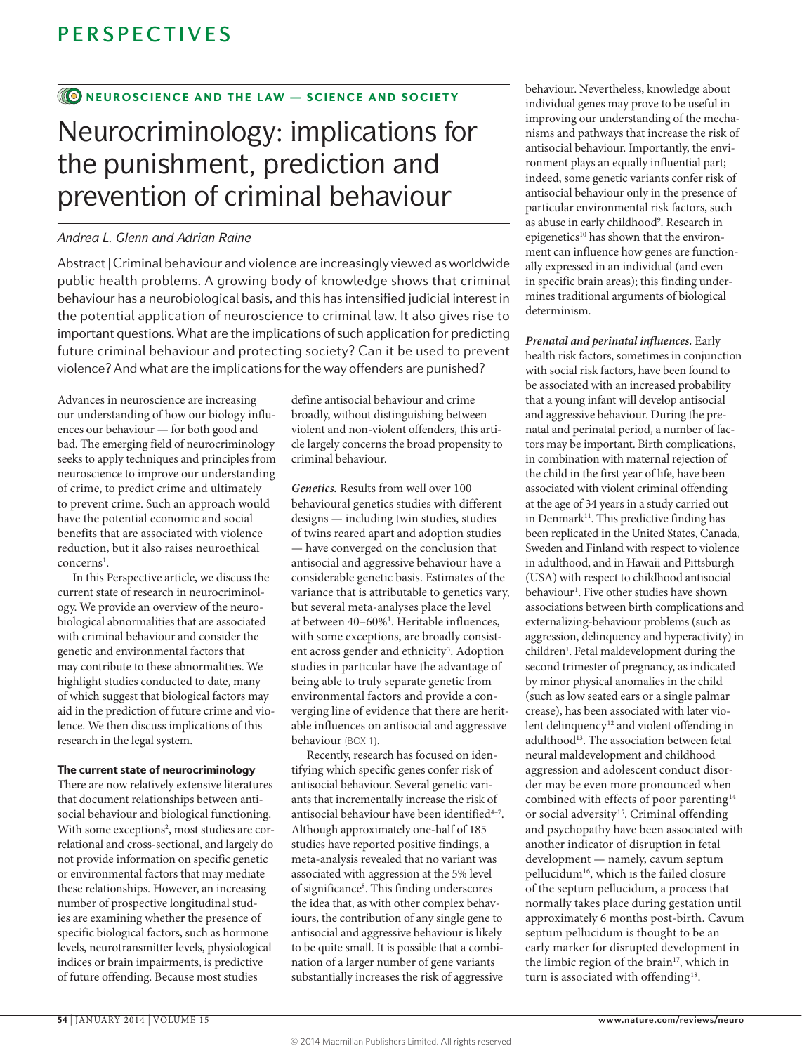NEUROSCIENCE AND THE LAW — SCIENCE AND SOCIETY

# Neurocriminology: implications for the punishment, prediction and prevention of criminal behaviour

*Andrea L. Glenn and Adrian Raine*

Abstract | Criminal behaviour and violence are increasingly viewed as worldwide public health problems. A growing body of knowledge shows that criminal behaviour has a neurobiological basis, and this has intensified judicial interest in the potential application of neuroscience to criminal law. It also gives rise to important questions. What are the implications of such application for predicting future criminal behaviour and protecting society? Can it be used to prevent violence? And what are the implications for the way offenders are punished?

Advances in neuroscience are increasing our understanding of how our biology influences our behaviour — for both good and bad. The emerging field of neurocriminology seeks to apply techniques and principles from neuroscience to improve our understanding of crime, to predict crime and ultimately to prevent crime. Such an approach would have the potential economic and social benefits that are associated with violence reduction, but it also raises neuroethical concerns[1].

In this Perspective article, we discuss the current state of research in neurocriminology. We provide an overview of the neurobiological abnormalities that are associated with criminal behaviour and consider the genetic and environmental factors that may contribute to these abnormalities. We highlight studies conducted to date, many of which suggest that biological factors may aid in the prediction of future crime and violence. We then discuss implications of this research in the legal system.

## The current state of neurocriminology

There are now relatively extensive literatures that document relationships between antisocial behaviour and biological functioning. With some exceptions[2], most studies are correlational and cross-sectional, and largely do not provide information on specific genetic or environmental factors that may mediate these relationships. However, an increasing number of prospective longitudinal studies are examining whether the presence of specific biological factors, such as hormone levels, neurotransmitter levels, physiological indices or brain impairments, is predictive of future offending. Because most studies define antisocial behaviour and crime broadly, without distinguishing between violent and non-violent offenders, this article largely concerns the broad propensity to criminal behaviour.

***Genetics.*** Results from well over 100 behavioural genetics studies with different designs — including twin studies, studies of twins reared apart and adoption studies — have converged on the conclusion that antisocial and aggressive behaviour have a considerable genetic basis. Estimates of the variance that is attributable to genetics vary, but several meta-analyses place the level at between 40–60%[1]. Heritable influences, with some exceptions, are broadly consistent across gender and ethnicity[3]. Adoption studies in particular have the advantage of being able to truly separate genetic from environmental factors and provide a converging line of evidence that there are heritable influences on antisocial and aggressive behaviour (BOX 1).

Recently, research has focused on identifying which specific genes confer risk of antisocial behaviour. Several genetic variants that incrementally increase the risk of antisocial behaviour have been identified[4–7]. Although approximately one-half of 185 studies have reported positive findings, a meta-analysis revealed that no variant was associated with aggression at the 5% level of significance[8]. This finding underscores the idea that, as with other complex behaviours, the contribution of any single gene to antisocial and aggressive behaviour is likely to be quite small. It is possible that a combination of a larger number of gene variants substantially increases the risk of aggressive behaviour. Nevertheless, knowledge about individual genes may prove to be useful in improving our understanding of the mechanisms and pathways that increase the risk of antisocial behaviour. Importantly, the environment plays an equally influential part; indeed, some genetic variants confer risk of antisocial behaviour only in the presence of particular environmental risk factors, such as abuse in early childhood[9]. Research in epigenetics[10] has shown that the environment can influence how genes are functionally expressed in an individual (and even in specific brain areas); this finding undermines traditional arguments of biological determinism.

***Prenatal and perinatal influences.*** Early health risk factors, sometimes in conjunction with social risk factors, have been found to be associated with an increased probability that a young infant will develop antisocial and aggressive behaviour. During the prenatal and perinatal period, a number of factors may be important. Birth complications, in combination with maternal rejection of the child in the first year of life, have been associated with violent criminal offending at the age of 34 years in a study carried out in Denmark[11]. This predictive finding has been replicated in the United States, Canada, Sweden and Finland with respect to violence in adulthood, and in Hawaii and Pittsburgh (USA) with respect to childhood antisocial behaviour[1]. Five other studies have shown associations between birth complications and externalizing-behaviour problems (such as aggression, delinquency and hyperactivity) in children[1]. Fetal maldevelopment during the second trimester of pregnancy, as indicated by minor physical anomalies in the child (such as low seated ears or a single palmar crease), has been associated with later violent delinquency[12] and violent offending in adulthood[13]. The association between fetal neural maldevelopment and childhood aggression and adolescent conduct disorder may be even more pronounced when combined with effects of poor parenting[14] or social adversity[15]. Criminal offending and psychopathy have been associated with another indicator of disruption in fetal development — namely, cavum septum pellucidum[16], which is the failed closure of the septum pellucidum, a process that normally takes place during gestation until approximately 6 months post-birth. Cavum septum pellucidum is thought to be an early marker for disrupted development in the limbic region of the brain[17], which in turn is associated with offending[18].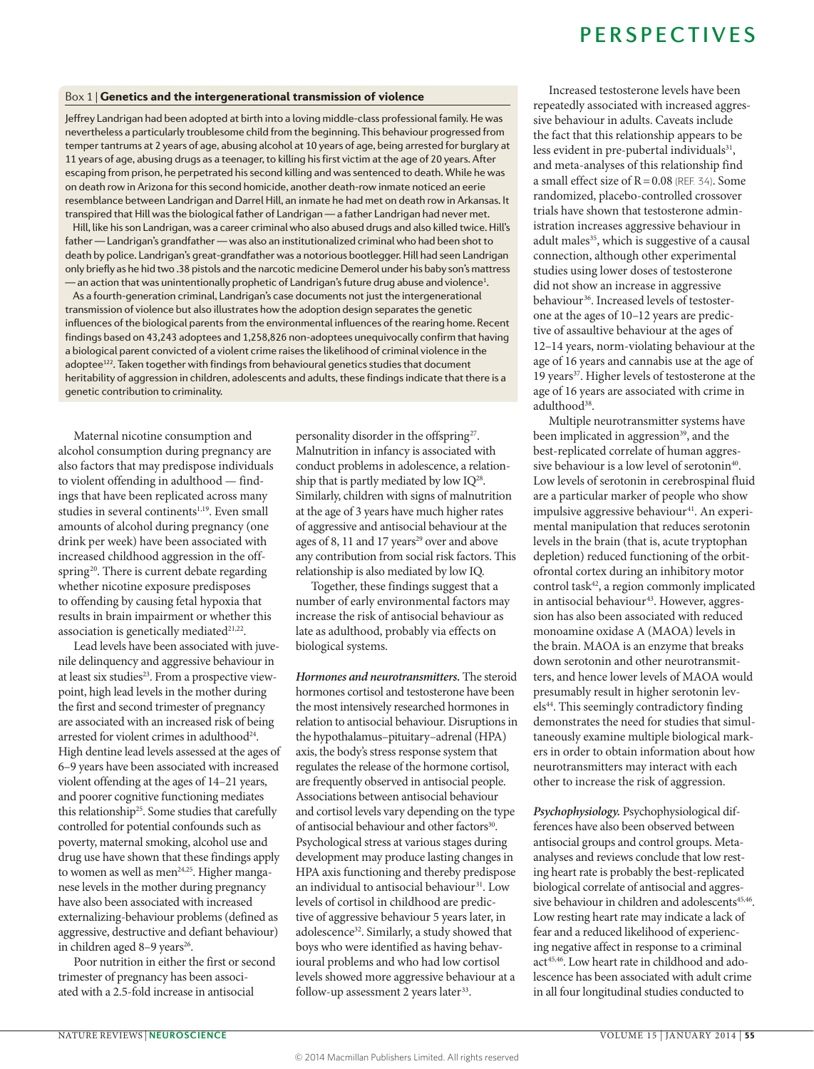Box 1 | **Genetics and the intergenerational transmission of violence**

Jeffrey Landrigan had been adopted at birth into a loving middle-class professional family. He was nevertheless a particularly troublesome child from the beginning. This behaviour progressed from temper tantrums at 2 years of age, abusing alcohol at 10 years of age, being arrested for burglary at 11 years of age, abusing drugs as a teenager, to killing his first victim at the age of 20 years. After escaping from prison, he perpetrated his second killing and was sentenced to death. While he was on death row in Arizona for this second homicide, another death-row inmate noticed an eerie resemblance between Landrigan and Darrel Hill, an inmate he had met on death row in Arkansas. It transpired that Hill was the biological father of Landrigan — a father Landrigan had never met.

Hill, like his son Landrigan, was a career criminal who also abused drugs and also killed twice. Hill's father — Landrigan's grandfather — was also an institutionalized criminal who had been shot to death by police. Landrigan's great-grandfather was a notorious bootlegger. Hill had seen Landrigan only briefly as he hid two .38 pistols and the narcotic medicine Demerol under his baby son's mattress — an action that was unintentionally prophetic of Landrigan's future drug abuse and violence[1].

As a fourth-generation criminal, Landrigan's case documents not just the intergenerational transmission of violence but also illustrates how the adoption design separates the genetic influences of the biological parents from the environmental influences of the rearing home. Recent findings based on 43,243 adoptees and 1,258,826 non-adoptees unequivocally confirm that having a biological parent convicted of a violent crime raises the likelihood of criminal violence in the adoptee[122]. Taken together with findings from behavioural genetics studies that document heritability of aggression in children, adolescents and adults, these findings indicate that there is a genetic contribution to criminality.

Maternal nicotine consumption and alcohol consumption during pregnancy are also factors that may predispose individuals to violent offending in adulthood — findings that have been replicated across many studies in several continents[1,19]. Even small amounts of alcohol during pregnancy (one drink per week) have been associated with increased childhood aggression in the offspring[20]. There is current debate regarding whether nicotine exposure predisposes to offending by causing fetal hypoxia that results in brain impairment or whether this association is genetically mediated[21,22].

Lead levels have been associated with juvenile delinquency and aggressive behaviour in at least six studies[23]. From a prospective viewpoint, high lead levels in the mother during the first and second trimester of pregnancy are associated with an increased risk of being arrested for violent crimes in adulthood[24]. High dentine lead levels assessed at the ages of 6–9 years have been associated with increased violent offending at the ages of 14–21 years, and poorer cognitive functioning mediates this relationship[25]. Some studies that carefully controlled for potential confounds such as poverty, maternal smoking, alcohol use and drug use have shown that these findings apply to women as well as men[24,25]. Higher manganese levels in the mother during pregnancy have also been associated with increased externalizing-behaviour problems (defined as aggressive, destructive and defiant behaviour) in children aged 8–9 years[26].

Poor nutrition in either the first or second trimester of pregnancy has been associated with a 2.5-fold increase in antisocial personality disorder in the offspring[27]. Malnutrition in infancy is associated with conduct problems in adolescence, a relationship that is partly mediated by low IQ[28]. Similarly, children with signs of malnutrition at the age of 3 years have much higher rates of aggressive and antisocial behaviour at the ages of 8, 11 and 17 years[29] over and above any contribution from social risk factors. This relationship is also mediated by low IQ.

Together, these findings suggest that a number of early environmental factors may increase the risk of antisocial behaviour as late as adulthood, probably via effects on biological systems.

***Hormones and neurotransmitters.*** The steroid hormones cortisol and testosterone have been the most intensively researched hormones in relation to antisocial behaviour. Disruptions in the hypothalamus–pituitary–adrenal (HPA) axis, the body's stress response system that regulates the release of the hormone cortisol, are frequently observed in antisocial people. Associations between antisocial behaviour and cortisol levels vary depending on the type of antisocial behaviour and other factors[30]. Psychological stress at various stages during development may produce lasting changes in HPA axis functioning and thereby predispose an individual to antisocial behaviour[31]. Low levels of cortisol in childhood are predictive of aggressive behaviour 5 years later, in adolescence[32]. Similarly, a study showed that boys who were identified as having behavioural problems and who had low cortisol levels showed more aggressive behaviour at a follow-up assessment 2 years later[33].

Increased testosterone levels have been repeatedly associated with increased aggressive behaviour in adults. Caveats include the fact that this relationship appears to be less evident in pre-pubertal individuals[31], and meta-analyses of this relationship find a small effect size of $R = 0.08$ (REF. 34). Some randomized, placebo-controlled crossover trials have shown that testosterone administration increases aggressive behaviour in adult males[35], which is suggestive of a causal connection, although other experimental studies using lower doses of testosterone did not show an increase in aggressive behaviour[36]. Increased levels of testosterone at the ages of 10–12 years are predictive of assaultive behaviour at the ages of 12–14 years, norm-violating behaviour at the age of 16 years and cannabis use at the age of 19 years[37]. Higher levels of testosterone at the age of 16 years are associated with crime in adulthood[38].

Multiple neurotransmitter systems have been implicated in aggression[39], and the best-replicated correlate of human aggressive behaviour is a low level of serotonin[40]. Low levels of serotonin in cerebrospinal fluid are a particular marker of people who show impulsive aggressive behaviour[41]. An experimental manipulation that reduces serotonin levels in the brain (that is, acute tryptophan depletion) reduced functioning of the orbitofrontal cortex during an inhibitory motor control task[42], a region commonly implicated in antisocial behaviour[43]. However, aggression has also been associated with reduced monoamine oxidase A (MAOA) levels in the brain. MAOA is an enzyme that breaks down serotonin and other neurotransmitters, and hence lower levels of MAOA would presumably result in higher serotonin levels[44]. This seemingly contradictory finding demonstrates the need for studies that simultaneously examine multiple biological markers in order to obtain information about how neurotransmitters may interact with each other to increase the risk of aggression.

***Psychophysiology.*** Psychophysiological differences have also been observed between antisocial groups and control groups. Meta-analyses and reviews conclude that low resting heart rate is probably the best-replicated biological correlate of antisocial and aggressive behaviour in children and adolescents[45,46]. Low resting heart rate may indicate a lack of fear and a reduced likelihood of experiencing negative affect in response to a criminal act[45,46]. Low heart rate in childhood and adolescence has been associated with adult crime in all four longitudinal studies conducted to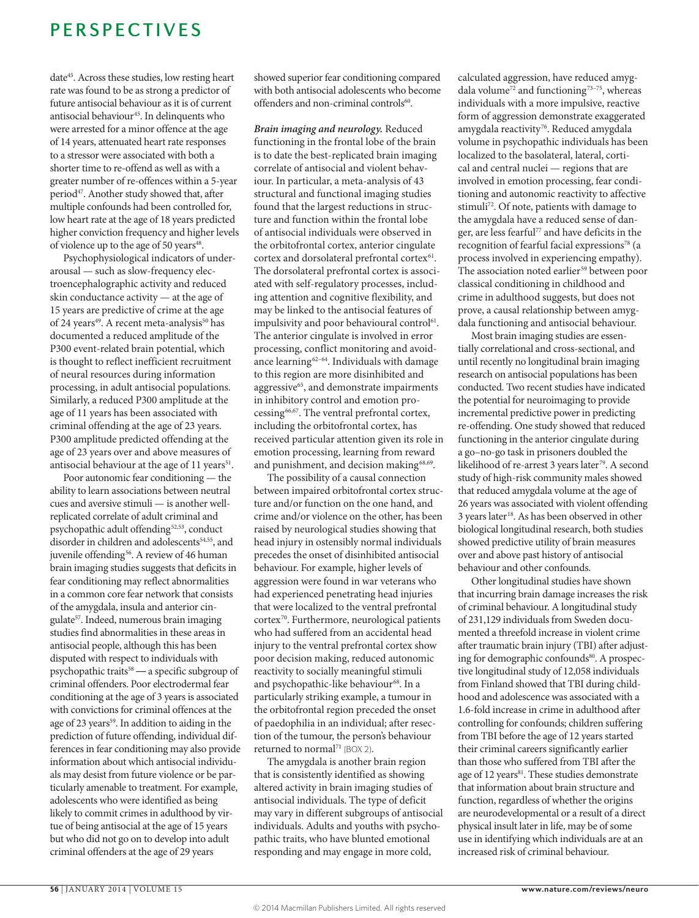date[45]. Across these studies, low resting heart rate was found to be as strong a predictor of future antisocial behaviour as it is of current antisocial behaviour[45]. In delinquents who were arrested for a minor offence at the age of 14 years, attenuated heart rate responses to a stressor were associated with both a shorter time to re-offend as well as with a greater number of re-offences within a 5-year period[47]. Another study showed that, after multiple confounds had been controlled for, low heart rate at the age of 18 years predicted higher conviction frequency and higher levels of violence up to the age of 50 years[48].

Psychophysiological indicators of underarousal — such as slow-frequency electroencephalographic activity and reduced skin conductance activity — at the age of 15 years are predictive of crime at the age of 24 years[49]. A recent meta-analysis[50] has documented a reduced amplitude of the P300 event-related brain potential, which is thought to reflect inefficient recruitment of neural resources during information processing, in adult antisocial populations. Similarly, a reduced P300 amplitude at the age of 11 years has been associated with criminal offending at the age of 23 years. P300 amplitude predicted offending at the age of 23 years over and above measures of antisocial behaviour at the age of 11 years[51].

Poor autonomic fear conditioning — the ability to learn associations between neutral cues and aversive stimuli — is another well-replicated correlate of adult criminal and psychopathic adult offending[52,53], conduct disorder in children and adolescents[54,55], and juvenile offending[56]. A review of 46 human brain imaging studies suggests that deficits in fear conditioning may reflect abnormalities in a common core fear network that consists of the amygdala, insula and anterior cingulate[57]. Indeed, numerous brain imaging studies find abnormalities in these areas in antisocial people, although this has been disputed with respect to individuals with psychopathic traits[58] — a specific subgroup of criminal offenders. Poor electrodermal fear conditioning at the age of 3 years is associated with convictions for criminal offences at the age of 23 years[59]. In addition to aiding in the prediction of future offending, individual differences in fear conditioning may also provide information about which antisocial individuals may desist from future violence or be particularly amenable to treatment. For example, adolescents who were identified as being likely to commit crimes in adulthood by virtue of being antisocial at the age of 15 years but who did not go on to develop into adult criminal offenders at the age of 29 years showed superior fear conditioning compared with both antisocial adolescents who become offenders and non-criminal controls[60].

***Brain imaging and neurology.*** Reduced functioning in the frontal lobe of the brain is to date the best-replicated brain imaging correlate of antisocial and violent behaviour. In particular, a meta-analysis of 43 structural and functional imaging studies found that the largest reductions in structure and function within the frontal lobe of antisocial individuals were observed in the orbitofrontal cortex, anterior cingulate cortex and dorsolateral prefrontal cortex[61]. The dorsolateral prefrontal cortex is associated with self-regulatory processes, including attention and cognitive flexibility, and may be linked to the antisocial features of impulsivity and poor behavioural control[61]. The anterior cingulate is involved in error processing, conflict monitoring and avoidance learning[62–64]. Individuals with damage to this region are more disinhibited and aggressive[65], and demonstrate impairments in inhibitory control and emotion processing[66,67]. The ventral prefrontal cortex, including the orbitofrontal cortex, has received particular attention given its role in emotion processing, learning from reward and punishment, and decision making[68,69].

The possibility of a causal connection between impaired orbitofrontal cortex structure and/or function on the one hand, and crime and/or violence on the other, has been raised by neurological studies showing that head injury in ostensibly normal individuals precedes the onset of disinhibited antisocial behaviour. For example, higher levels of aggression were found in war veterans who had experienced penetrating head injuries that were localized to the ventral prefrontal cortex[70]. Furthermore, neurological patients who had suffered from an accidental head injury to the ventral prefrontal cortex show poor decision making, reduced autonomic reactivity to socially meaningful stimuli and psychopathic-like behaviour[68]. In a particularly striking example, a tumour in the orbitofrontal region preceded the onset of paedophilia in an individual; after resection of the tumour, the person's behaviour returned to normal[71] (BOX 2).

The amygdala is another brain region that is consistently identified as showing altered activity in brain imaging studies of antisocial individuals. The type of deficit may vary in different subgroups of antisocial individuals. Adults and youths with psychopathic traits, who have blunted emotional responding and may engage in more cold, calculated aggression, have reduced amygdala volume[72] and functioning[73–75], whereas individuals with a more impulsive, reactive form of aggression demonstrate exaggerated amygdala reactivity[76]. Reduced amygdala volume in psychopathic individuals has been localized to the basolateral, lateral, cortical and central nuclei — regions that are involved in emotion processing, fear conditioning and autonomic reactivity to affective stimuli[72]. Of note, patients with damage to the amygdala have a reduced sense of danger, are less fearful[77] and have deficits in the recognition of fearful facial expressions[78] (a process involved in experiencing empathy). The association noted earlier[59] between poor classical conditioning in childhood and crime in adulthood suggests, but does not prove, a causal relationship between amygdala functioning and antisocial behaviour.

Most brain imaging studies are essentially correlational and cross-sectional, and until recently no longitudinal brain imaging research on antisocial populations has been conducted. Two recent studies have indicated the potential for neuroimaging to provide incremental predictive power in predicting re-offending. One study showed that reduced functioning in the anterior cingulate during a go–no-go task in prisoners doubled the likelihood of re-arrest 3 years later[79]. A second study of high-risk community males showed that reduced amygdala volume at the age of 26 years was associated with violent offending 3 years later[18]. As has been observed in other biological longitudinal research, both studies showed predictive utility of brain measures over and above past history of antisocial behaviour and other confounds.

Other longitudinal studies have shown that incurring brain damage increases the risk of criminal behaviour. A longitudinal study of 231,129 individuals from Sweden documented a threefold increase in violent crime after traumatic brain injury (TBI) after adjusting for demographic confounds[80]. A prospective longitudinal study of 12,058 individuals from Finland showed that TBI during childhood and adolescence was associated with a 1.6-fold increase in crime in adulthood after controlling for confounds; children suffering from TBI before the age of 12 years started their criminal careers significantly earlier than those who suffered from TBI after the age of 12 years[81]. These studies demonstrate that information about brain structure and function, regardless of whether the origins are neurodevelopmental or a result of a direct physical insult later in life, may be of some use in identifying which individuals are at an increased risk of criminal behaviour.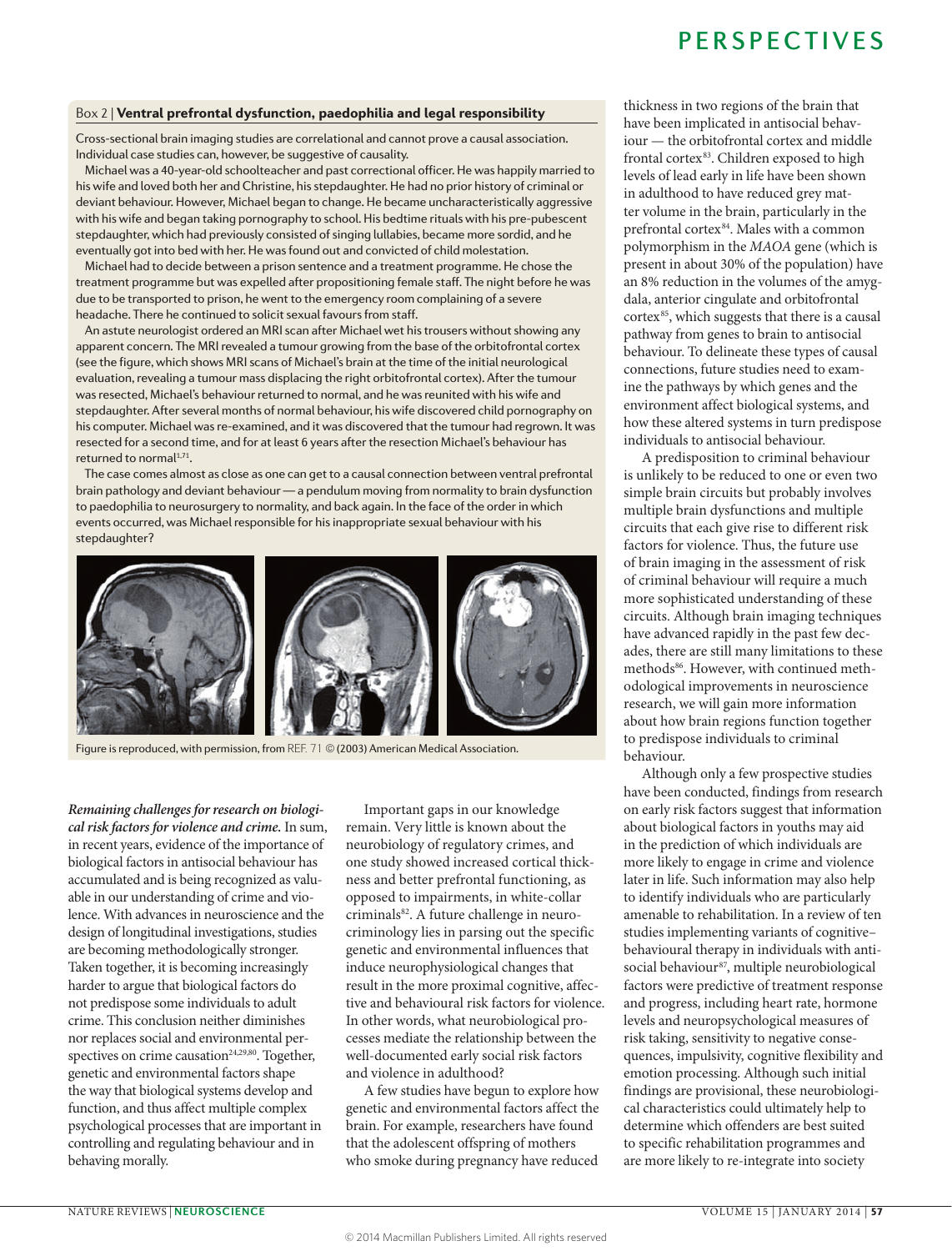### Box 2 | Ventral prefrontal dysfunction, paedophilia and legal responsibility

Cross-sectional brain imaging studies are correlational and cannot prove a causal association. Individual case studies can, however, be suggestive of causality.

Michael was a 40-year-old schoolteacher and past correctional officer. He was happily married to his wife and loved both her and Christine, his stepdaughter. He had no prior history of criminal or deviant behaviour. However, Michael began to change. He became uncharacteristically aggressive with his wife and began taking pornography to school. His bedtime rituals with his pre-pubescent stepdaughter, which had previously consisted of singing lullabies, became more sordid, and he eventually got into bed with her. He was found out and convicted of child molestation.

Michael had to decide between a prison sentence and a treatment programme. He chose the treatment programme but was expelled after propositioning female staff. The night before he was due to be transported to prison, he went to the emergency room complaining of a severe headache. There he continued to solicit sexual favours from staff.

An astute neurologist ordered an MRI scan after Michael wet his trousers without showing any apparent concern. The MRI revealed a tumour growing from the base of the orbitofrontal cortex (see the figure, which shows MRI scans of Michael's brain at the time of the initial neurological evaluation, revealing a tumour mass displacing the right orbitofrontal cortex). After the tumour was resected, Michael's behaviour returned to normal, and he was reunited with his wife and stepdaughter. After several months of normal behaviour, his wife discovered child pornography on his computer. Michael was re-examined, and it was discovered that the tumour had regrown. It was resected for a second time, and for at least 6 years after the resection Michael's behaviour has returned to normal[1,71].

The case comes almost as close as one can get to a causal connection between ventral prefrontal brain pathology and deviant behaviour — a pendulum moving from normality to brain dysfunction to paedophilia to neurosurgery to normality, and back again. In the face of the order in which events occurred, was Michael responsible for his inappropriate sexual behaviour with his stepdaughter?

Figure is reproduced, with permission, from REF. 71 © (2003) American Medical Association.

***Remaining challenges for research on biological risk factors for violence and crime.*** In sum, in recent years, evidence of the importance of biological factors in antisocial behaviour has accumulated and is being recognized as valuable in our understanding of crime and violence. With advances in neuroscience and the design of longitudinal investigations, studies are becoming methodologically stronger. Taken together, it is becoming increasingly harder to argue that biological factors do not predispose some individuals to adult crime. This conclusion neither diminishes nor replaces social and environmental perspectives on crime causation[24,29,80]. Together, genetic and environmental factors shape the way that biological systems develop and function, and thus affect multiple complex psychological processes that are important in controlling and regulating behaviour and in behaving morally.

Important gaps in our knowledge remain. Very little is known about the neurobiology of regulatory crimes, and one study showed increased cortical thickness and better prefrontal functioning, as opposed to impairments, in white-collar criminals[82]. A future challenge in neurocriminology lies in parsing out the specific genetic and environmental influences that induce neurophysiological changes that result in the more proximal cognitive, affective and behavioural risk factors for violence. In other words, what neurobiological processes mediate the relationship between the well-documented early social risk factors and violence in adulthood?

A few studies have begun to explore how genetic and environmental factors affect the brain. For example, researchers have found that the adolescent offspring of mothers who smoke during pregnancy have reduced thickness in two regions of the brain that have been implicated in antisocial behaviour — the orbitofrontal cortex and middle frontal cortex[83]. Children exposed to high levels of lead early in life have been shown in adulthood to have reduced grey matter volume in the brain, particularly in the prefrontal cortex[84]. Males with a common polymorphism in the *MAOA* gene (which is present in about 30% of the population) have an 8% reduction in the volumes of the amygdala, anterior cingulate and orbitofrontal cortex[85], which suggests that there is a causal pathway from genes to brain to antisocial behaviour. To delineate these types of causal connections, future studies need to examine the pathways by which genes and the environment affect biological systems, and how these altered systems in turn predispose individuals to antisocial behaviour.

A predisposition to criminal behaviour is unlikely to be reduced to one or even two simple brain circuits but probably involves multiple brain dysfunctions and multiple circuits that each give rise to different risk factors for violence. Thus, the future use of brain imaging in the assessment of risk of criminal behaviour will require a much more sophisticated understanding of these circuits. Although brain imaging techniques have advanced rapidly in the past few decades, there are still many limitations to these methods[86]. However, with continued methodological improvements in neuroscience research, we will gain more information about how brain regions function together to predispose individuals to criminal behaviour.

Although only a few prospective studies have been conducted, findings from research on early risk factors suggest that information about biological factors in youths may aid in the prediction of which individuals are more likely to engage in crime and violence later in life. Such information may also help to identify individuals who are particularly amenable to rehabilitation. In a review of ten studies implementing variants of cognitive–behavioural therapy in individuals with antisocial behaviour[87], multiple neurobiological factors were predictive of treatment response and progress, including heart rate, hormone levels and neuropsychological measures of risk taking, sensitivity to negative consequences, impulsivity, cognitive flexibility and emotion processing. Although such initial findings are provisional, these neurobiological characteristics could ultimately help to determine which offenders are best suited to specific rehabilitation programmes and are more likely to re-integrate into society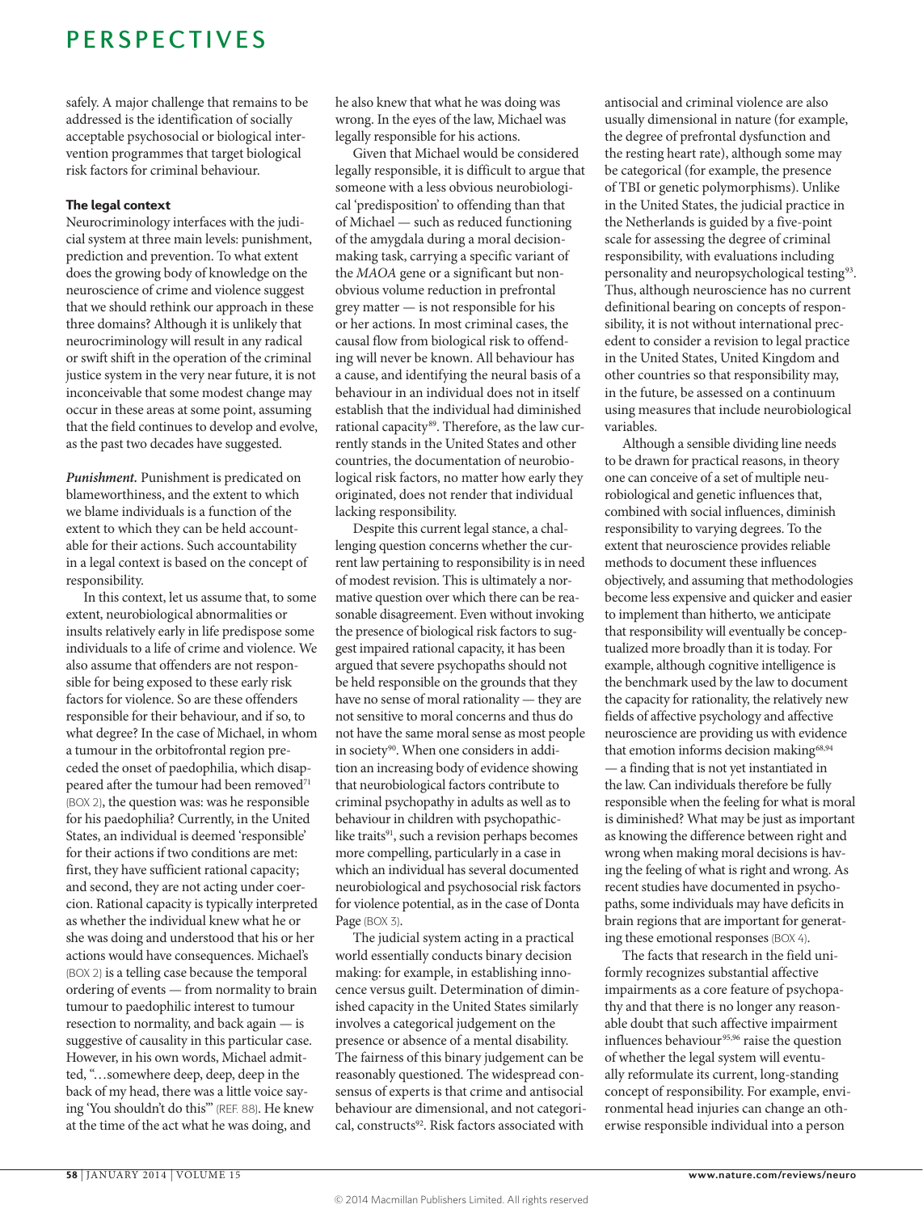safely. A major challenge that remains to be addressed is the identification of socially acceptable psychosocial or biological intervention programmes that target biological risk factors for criminal behaviour.

### The legal context

Neurocriminology interfaces with the judicial system at three main levels: punishment, prediction and prevention. To what extent does the growing body of knowledge on the neuroscience of crime and violence suggest that we should rethink our approach in these three domains? Although it is unlikely that neurocriminology will result in any radical or swift shift in the operation of the criminal justice system in the very near future, it is not inconceivable that some modest change may occur in these areas at some point, assuming that the field continues to develop and evolve, as the past two decades have suggested.

***Punishment.*** Punishment is predicated on blameworthiness, and the extent to which we blame individuals is a function of the extent to which they can be held accountable for their actions. Such accountability in a legal context is based on the concept of responsibility.

In this context, let us assume that, to some extent, neurobiological abnormalities or insults relatively early in life predispose some individuals to a life of crime and violence. We also assume that offenders are not responsible for being exposed to these early risk factors for violence. So are these offenders responsible for their behaviour, and if so, to what degree? In the case of Michael, in whom a tumour in the orbitofrontal region preceded the onset of paedophilia, which disappeared after the tumour had been removed[71] (BOX 2), the question was: was he responsible for his paedophilia? Currently, in the United States, an individual is deemed 'responsible' for their actions if two conditions are met: first, they have sufficient rational capacity; and second, they are not acting under coercion. Rational capacity is typically interpreted as whether the individual knew what he or she was doing and understood that his or her actions would have consequences. Michael's (BOX 2) is a telling case because the temporal ordering of events — from normality to brain tumour to paedophilic interest to tumour resection to normality, and back again — is suggestive of causality in this particular case. However, in his own words, Michael admitted, "…somewhere deep, deep, deep in the back of my head, there was a little voice saying 'You shouldn't do this'" (REF. 88). He knew at the time of the act what he was doing, and he also knew that what he was doing was wrong. In the eyes of the law, Michael was legally responsible for his actions.

Given that Michael would be considered legally responsible, it is difficult to argue that someone with a less obvious neurobiological 'predisposition' to offending than that of Michael — such as reduced functioning of the amygdala during a moral decision-making task, carrying a specific variant of the *MAOA* gene or a significant but non-obvious volume reduction in prefrontal grey matter — is not responsible for his or her actions. In most criminal cases, the causal flow from biological risk to offending will never be known. All behaviour has a cause, and identifying the neural basis of a behaviour in an individual does not in itself establish that the individual had diminished rational capacity[89]. Therefore, as the law currently stands in the United States and other countries, the documentation of neurobiological risk factors, no matter how early they originated, does not render that individual lacking responsibility.

Despite this current legal stance, a challenging question concerns whether the current law pertaining to responsibility is in need of modest revision. This is ultimately a normative question over which there can be reasonable disagreement. Even without invoking the presence of biological risk factors to suggest impaired rational capacity, it has been argued that severe psychopaths should not be held responsible on the grounds that they have no sense of moral rationality — they are not sensitive to moral concerns and thus do not have the same moral sense as most people in society[90]. When one considers in addition an increasing body of evidence showing that neurobiological factors contribute to criminal psychopathy in adults as well as to behaviour in children with psychopathic-like traits[91], such a revision perhaps becomes more compelling, particularly in a case in which an individual has several documented neurobiological and psychosocial risk factors for violence potential, as in the case of Donta Page (BOX 3).

The judicial system acting in a practical world essentially conducts binary decision making: for example, in establishing innocence versus guilt. Determination of diminished capacity in the United States similarly involves a categorical judgement on the presence or absence of a mental disability. The fairness of this binary judgement can be reasonably questioned. The widespread consensus of experts is that crime and antisocial behaviour are dimensional, and not categorical, constructs[92]. Risk factors associated with antisocial and criminal violence are also usually dimensional in nature (for example, the degree of prefrontal dysfunction and the resting heart rate), although some may be categorical (for example, the presence of TBI or genetic polymorphisms). Unlike in the United States, the judicial practice in the Netherlands is guided by a five-point scale for assessing the degree of criminal responsibility, with evaluations including personality and neuropsychological testing[93]. Thus, although neuroscience has no current definitional bearing on concepts of responsibility, it is not without international precedent to consider a revision to legal practice in the United States, United Kingdom and other countries so that responsibility may, in the future, be assessed on a continuum using measures that include neurobiological variables.

Although a sensible dividing line needs to be drawn for practical reasons, in theory one can conceive of a set of multiple neurobiological and genetic influences that, combined with social influences, diminish responsibility to varying degrees. To the extent that neuroscience provides reliable methods to document these influences objectively, and assuming that methodologies become less expensive and quicker and easier to implement than hitherto, we anticipate that responsibility will eventually be conceptualized more broadly than it is today. For example, although cognitive intelligence is the benchmark used by the law to document the capacity for rationality, the relatively new fields of affective psychology and affective neuroscience are providing us with evidence that emotion informs decision making[68,94] — a finding that is not yet instantiated in the law. Can individuals therefore be fully responsible when the feeling for what is moral is diminished? What may be just as important as knowing the difference between right and wrong when making moral decisions is having the feeling of what is right and wrong. As recent studies have documented in psychopaths, some individuals may have deficits in brain regions that are important for generating these emotional responses (BOX 4).

The facts that research in the field uniformly recognizes substantial affective impairments as a core feature of psychopathy and that there is no longer any reasonable doubt that such affective impairment influences behaviour[95,96] raise the question of whether the legal system will eventually reformulate its current, long-standing concept of responsibility. For example, environmental head injuries can change an otherwise responsible individual into a person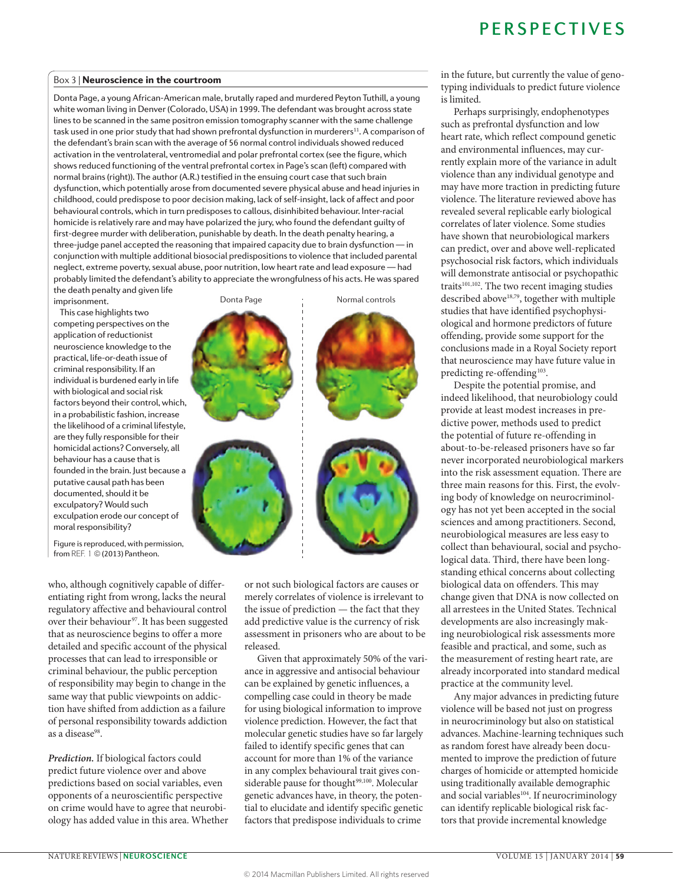### Box 3 | Neuroscience in the courtroom

Donta Page, a young African-American male, brutally raped and murdered Peyton Tuthill, a young white woman living in Denver (Colorado, USA) in 1999. The defendant was brought across state lines to be scanned in the same positron emission tomography scanner with the same challenge task used in one prior study that had shown prefrontal dysfunction in murderers[11]. A comparison of the defendant's brain scan with the average of 56 normal control individuals showed reduced activation in the ventrolateral, ventromedial and polar prefrontal cortex (see the figure, which shows reduced functioning of the ventral prefrontal cortex in Page's scan (left) compared with normal brains (right)). The author (A.R.) testified in the ensuing court case that such brain dysfunction, which potentially arose from documented severe physical abuse and head injuries in childhood, could predispose to poor decision making, lack of self-insight, lack of affect and poor behavioural controls, which in turn predisposes to callous, disinhibited behaviour. Inter-racial homicide is relatively rare and may have polarized the jury, who found the defendant guilty of first-degree murder with deliberation, punishable by death. In the death penalty hearing, a three-judge panel accepted the reasoning that impaired capacity due to brain dysfunction — in conjunction with multiple additional biosocial predispositions to violence that included parental neglect, extreme poverty, sexual abuse, poor nutrition, low heart rate and lead exposure — had probably limited the defendant's ability to appreciate the wrongfulness of his acts. He was spared the death penalty and given life imprisonment.

This case highlights two competing perspectives on the application of reductionist neuroscience knowledge to the practical, life-or-death issue of criminal responsibility. If an individual is burdened early in life with biological and social risk factors beyond their control, which, in a probabilistic fashion, increase the likelihood of a criminal lifestyle, are they fully responsible for their homicidal actions? Conversely, all behaviour has a cause that is founded in the brain. Just because a putative causal path has been documented, should it be exculpatory? Would such exculpation erode our concept of moral responsibility?

Donta Page | Normal controls

Figure is reproduced, with permission, from REF. 1 © (2013) Pantheon.

who, although cognitively capable of differentiating right from wrong, lacks the neural regulatory affective and behavioural control over their behaviour[97]. It has been suggested that as neuroscience begins to offer a more detailed and specific account of the physical processes that can lead to irresponsible or criminal behaviour, the public perception of responsibility may begin to change in the same way that public viewpoints on addiction have shifted from addiction as a failure of personal responsibility towards addiction as a disease[98].

*Prediction.* If biological factors could predict future violence over and above predictions based on social variables, even opponents of a neuroscientific perspective on crime would have to agree that neurobiology has added value in this area. Whether or not such biological factors are causes or merely correlates of violence is irrelevant to the issue of prediction — the fact that they add predictive value is the currency of risk assessment in prisoners who are about to be released.

Given that approximately 50% of the variance in aggressive and antisocial behaviour can be explained by genetic influences, a compelling case could in theory be made for using biological information to improve violence prediction. However, the fact that molecular genetic studies have so far largely failed to identify specific genes that can account for more than 1% of the variance in any complex behavioural trait gives considerable pause for thought[99,100]. Molecular genetic advances have, in theory, the potential to elucidate and identify specific genetic factors that predispose individuals to crime in the future, but currently the value of genotyping individuals to predict future violence is limited.

Perhaps surprisingly, endophenotypes such as prefrontal dysfunction and low heart rate, which reflect compound genetic and environmental influences, may currently explain more of the variance in adult violence than any individual genotype and may have more traction in predicting future violence. The literature reviewed above has revealed several replicable early biological correlates of later violence. Some studies have shown that neurobiological markers can predict, over and above well-replicated psychosocial risk factors, which individuals will demonstrate antisocial or psychopathic traits[101,102]. The two recent imaging studies described above[18,79], together with multiple studies that have identified psychophysiological and hormone predictors of future offending, provide some support for the conclusions made in a Royal Society report that neuroscience may have future value in predicting re-offending[103].

Despite the potential promise, and indeed likelihood, that neurobiology could provide at least modest increases in predictive power, methods used to predict the potential of future re-offending in about-to-be-released prisoners have so far never incorporated neurobiological markers into the risk assessment equation. There are three main reasons for this. First, the evolving body of knowledge on neurocriminology has not yet been accepted in the social sciences and among practitioners. Second, neurobiological measures are less easy to collect than behavioural, social and psychological data. Third, there have been long-standing ethical concerns about collecting biological data on offenders. This may change given that DNA is now collected on all arrestees in the United States. Technical developments are also increasingly making neurobiological risk assessments more feasible and practical, and some, such as the measurement of resting heart rate, are already incorporated into standard medical practice at the community level.

Any major advances in predicting future violence will be based not just on progress in neurocriminology but also on statistical advances. Machine-learning techniques such as random forest have already been documented to improve the prediction of future charges of homicide or attempted homicide using traditionally available demographic and social variables[104]. If neurocriminology can identify replicable biological risk factors that provide incremental knowledge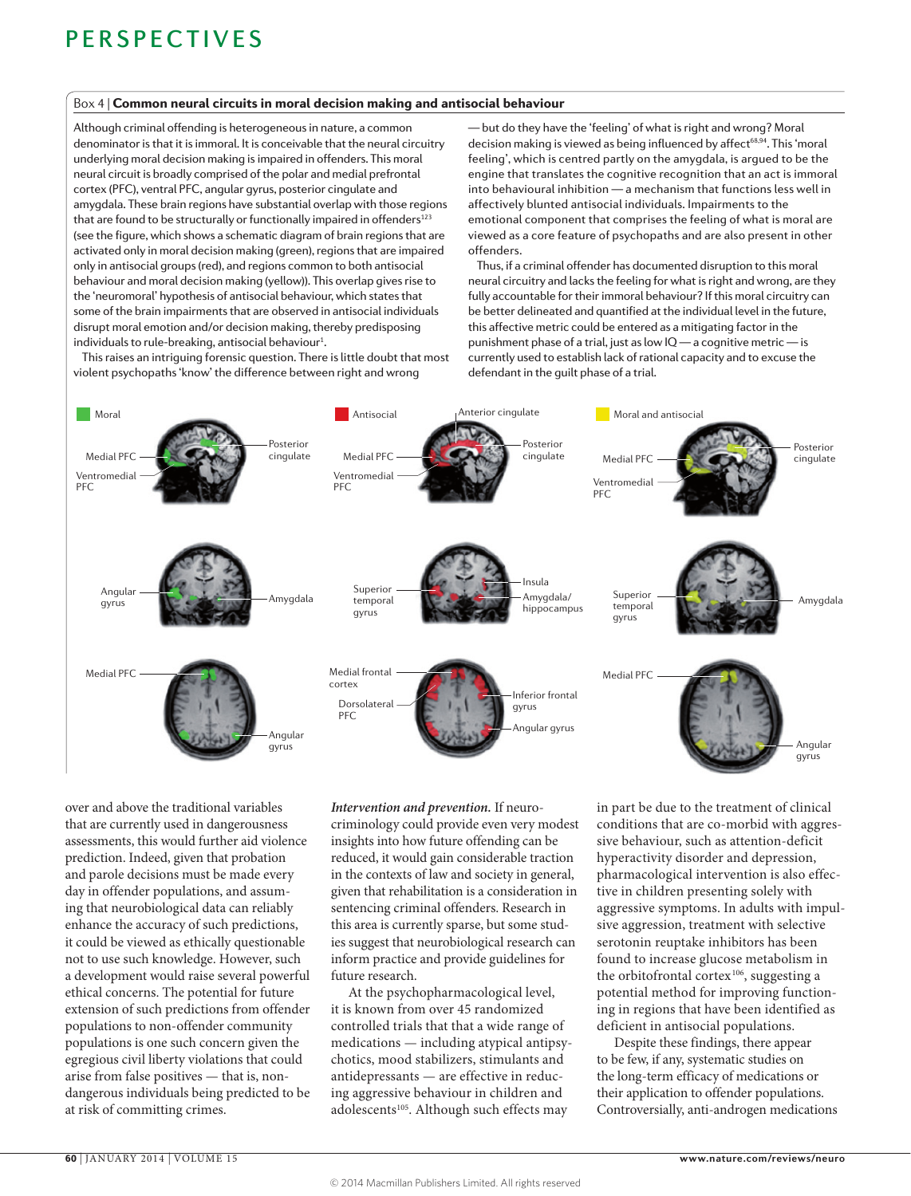### Box 4 | Common neural circuits in moral decision making and antisocial behaviour

Although criminal offending is heterogeneous in nature, a common denominator is that it is immoral. It is conceivable that the neural circuitry underlying moral decision making is impaired in offenders. This moral neural circuit is broadly comprised of the polar and medial prefrontal cortex (PFC), ventral PFC, angular gyrus, posterior cingulate and amygdala. These brain regions have substantial overlap with those regions that are found to be structurally or functionally impaired in offenders[123] (see the figure, which shows a schematic diagram of brain regions that are activated only in moral decision making (green), regions that are impaired only in antisocial groups (red), and regions common to both antisocial behaviour and moral decision making (yellow)). This overlap gives rise to the 'neuromoral' hypothesis of antisocial behaviour, which states that some of the brain impairments that are observed in antisocial individuals disrupt moral emotion and/or decision making, thereby predisposing individuals to rule-breaking, antisocial behaviour[1].

This raises an intriguing forensic question. There is little doubt that most violent psychopaths 'know' the difference between right and wrong — but do they have the 'feeling' of what is right and wrong? Moral decision making is viewed as being influenced by affect[68,94]. This 'moral feeling', which is centred partly on the amygdala, is argued to be the engine that translates the cognitive recognition that an act is immoral into behavioural inhibition — a mechanism that functions less well in affectively blunted antisocial individuals. Impairments to the emotional component that comprises the feeling of what is moral are viewed as a core feature of psychopaths and are also present in other offenders.

Thus, if a criminal offender has documented disruption to this moral neural circuitry and lacks the feeling for what is right and wrong, are they fully accountable for their immoral behaviour? If this moral circuitry can be better delineated and quantified at the individual level in the future, this affective metric could be entered as a mitigating factor in the punishment phase of a trial, just as low IQ — a cognitive metric — is currently used to establish lack of rational capacity and to excuse the defendant in the guilt phase of a trial.

over and above the traditional variables that are currently used in dangerousness assessments, this would further aid violence prediction. Indeed, given that probation and parole decisions must be made every day in offender populations, and assuming that neurobiological data can reliably enhance the accuracy of such predictions, it could be viewed as ethically questionable not to use such knowledge. However, such a development would raise several powerful ethical concerns. The potential for future extension of such predictions from offender populations to non-offender community populations is one such concern given the egregious civil liberty violations that could arise from false positives — that is, non-dangerous individuals being predicted to be at risk of committing crimes.

*Intervention and prevention.* If neurocriminology could provide even very modest insights into how future offending can be reduced, it would gain considerable traction in the contexts of law and society in general, given that rehabilitation is a consideration in sentencing criminal offenders. Research in this area is currently sparse, but some studies suggest that neurobiological research can inform practice and provide guidelines for future research.

At the psychopharmacological level, it is known from over 45 randomized controlled trials that that a wide range of medications — including atypical antipsychotics, mood stabilizers, stimulants and antidepressants — are effective in reducing aggressive behaviour in children and adolescents[105]. Although such effects may in part be due to the treatment of clinical conditions that are co-morbid with aggressive behaviour, such as attention-deficit hyperactivity disorder and depression, pharmacological intervention is also effective in children presenting solely with aggressive symptoms. In adults with impulsive aggression, treatment with selective serotonin reuptake inhibitors has been found to increase glucose metabolism in the orbitofrontal cortex[106], suggesting a potential method for improving functioning in regions that have been identified as deficient in antisocial populations.

Despite these findings, there appear to be few, if any, systematic studies on the long-term efficacy of medications or their application to offender populations. Controversially, anti-androgen medications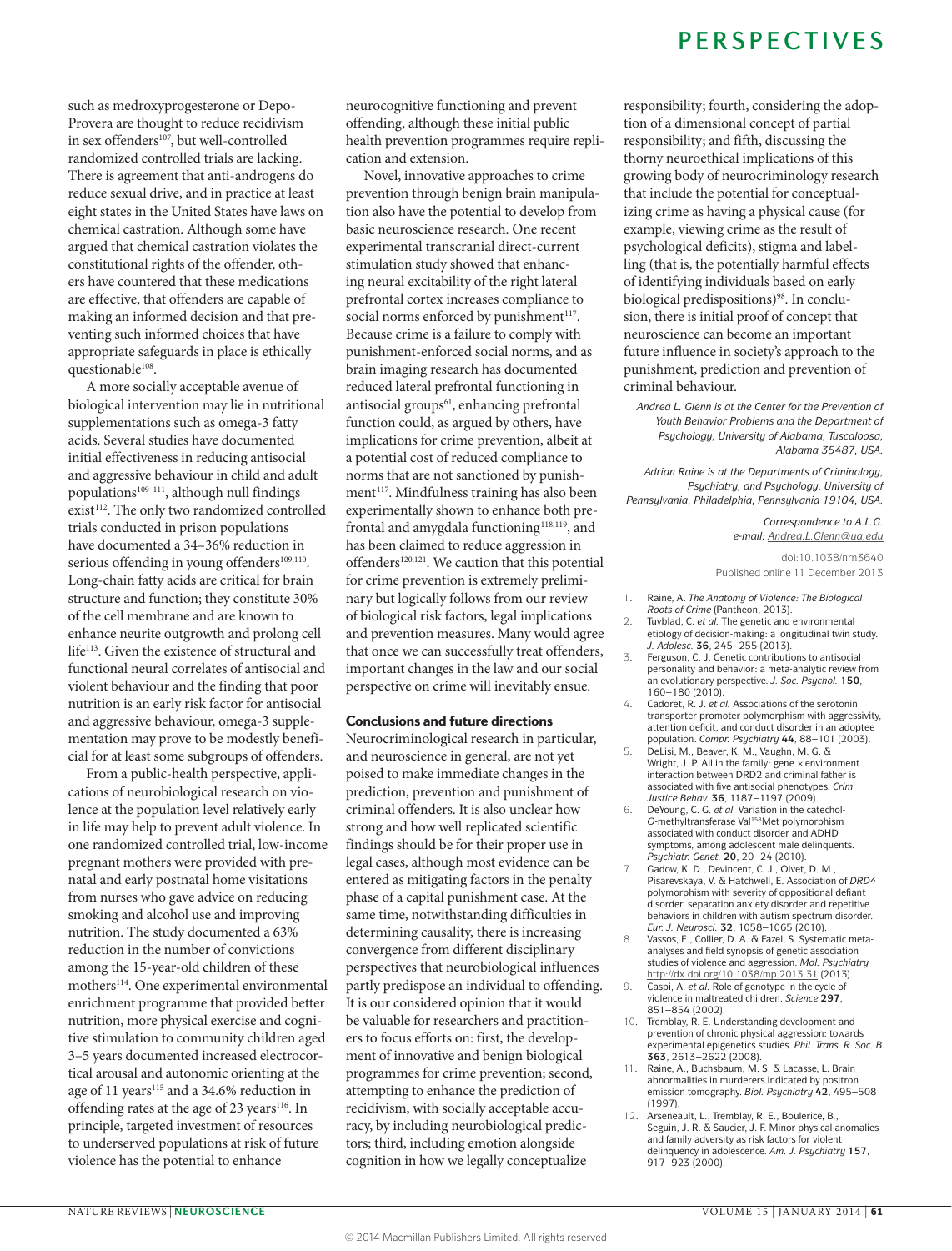such as medroxyprogesterone or Depo-Provera are thought to reduce recidivism in sex offenders[107], but well-controlled randomized controlled trials are lacking. There is agreement that anti-androgens do reduce sexual drive, and in practice at least eight states in the United States have laws on chemical castration. Although some have argued that chemical castration violates the constitutional rights of the offender, others have countered that these medications are effective, that offenders are capable of making an informed decision and that preventing such informed choices that have appropriate safeguards in place is ethically questionable[108].

A more socially acceptable avenue of biological intervention may lie in nutritional supplementations such as omega-3 fatty acids. Several studies have documented initial effectiveness in reducing antisocial and aggressive behaviour in child and adult populations[109–111], although null findings exist[112]. The only two randomized controlled trials conducted in prison populations have documented a 34–36% reduction in serious offending in young offenders[109,110]. Long-chain fatty acids are critical for brain structure and function; they constitute 30% of the cell membrane and are known to enhance neurite outgrowth and prolong cell life[113]. Given the existence of structural and functional neural correlates of antisocial and violent behaviour and the finding that poor nutrition is an early risk factor for antisocial and aggressive behaviour, omega-3 supplementation may prove to be modestly beneficial for at least some subgroups of offenders.

From a public-health perspective, applications of neurobiological research on violence at the population level relatively early in life may help to prevent adult violence. In one randomized controlled trial, low-income pregnant mothers were provided with prenatal and early postnatal home visitations from nurses who gave advice on reducing smoking and alcohol use and improving nutrition. The study documented a 63% reduction in the number of convictions among the 15-year-old children of these mothers[114]. One experimental environmental enrichment programme that provided better nutrition, more physical exercise and cognitive stimulation to community children aged 3–5 years documented increased electrocortical arousal and autonomic orienting at the age of 11 years[115] and a 34.6% reduction in offending rates at the age of 23 years[116]. In principle, targeted investment of resources to underserved populations at risk of future violence has the potential to enhance neurocognitive functioning and prevent offending, although these initial public health prevention programmes require replication and extension.

Novel, innovative approaches to crime prevention through benign brain manipulation also have the potential to develop from basic neuroscience research. One recent experimental transcranial direct-current stimulation study showed that enhancing neural excitability of the right lateral prefrontal cortex increases compliance to social norms enforced by punishment[117]. Because crime is a failure to comply with punishment-enforced social norms, and as brain imaging research has documented reduced lateral prefrontal functioning in antisocial groups[61], enhancing prefrontal function could, as argued by others, have implications for crime prevention, albeit at a potential cost of reduced compliance to norms that are not sanctioned by punishment[117]. Mindfulness training has also been experimentally shown to enhance both prefrontal and amygdala functioning[118,119], and has been claimed to reduce aggression in offenders[120,121]. We caution that this potential for crime prevention is extremely preliminary but logically follows from our review of biological risk factors, legal implications and prevention measures. Many would agree that once we can successfully treat offenders, important changes in the law and our social perspective on crime will inevitably ensue.

## Conclusions and future directions

Neurocriminological research in particular, and neuroscience in general, are not yet poised to make immediate changes in the prediction, prevention and punishment of criminal offenders. It is also unclear how strong and how well replicated scientific findings should be for their proper use in legal cases, although most evidence can be entered as mitigating factors in the penalty phase of a capital punishment case. At the same time, notwithstanding difficulties in determining causality, there is increasing convergence from different disciplinary perspectives that neurobiological influences partly predispose an individual to offending. It is our considered opinion that it would be valuable for researchers and practitioners to focus efforts on: first, the development of innovative and benign biological programmes for crime prevention; second, attempting to enhance the prediction of recidivism, with socially acceptable accuracy, by including neurobiological predictors; third, including emotion alongside cognition in how we legally conceptualize responsibility; fourth, considering the adoption of a dimensional concept of partial responsibility; and fifth, discussing the thorny neuroethical implications of this growing body of neurocriminology research that include the potential for conceptualizing crime as having a physical cause (for example, viewing crime as the result of psychological deficits), stigma and labelling (that is, the potentially harmful effects of identifying individuals based on early biological predispositions)[98]. In conclusion, there is initial proof of concept that neuroscience can become an important future influence in society's approach to the punishment, prediction and prevention of criminal behaviour.

*Andrea L. Glenn is at the Center for the Prevention of Youth Behavior Problems and the Department of Psychology, University of Alabama, Tuscaloosa, Alabama 35487, USA.*

*Adrian Raine is at the Departments of Criminology, Psychiatry, and Psychology, University of Pennsylvania, Philadelphia, Pennsylvania 19104, USA.*

*Correspondence to A.L.G.*
*e-mail: Andrea.L.Glenn@ua.edu*

doi:10.1038/nrn3640
Published online 11 December 2013

1. Raine, A. *The Anatomy of Violence: The Biological Roots of Crime* (Pantheon, 2013).
2. Tuvblad, C. *et al.* The genetic and environmental etiology of decision-making: a longitudinal twin study. *J. Adolesc.* **36**, 245–255 (2013).
3. Ferguson, C. J. Genetic contributions to antisocial personality and behavior: a meta-analytic review from an evolutionary perspective. *J. Soc. Psychol.* **150**, 160–180 (2010).
4. Cadoret, R. J. *et al.* Associations of the serotonin transporter promoter polymorphism with aggressivity, attention deficit, and conduct disorder in an adoptee population. *Compr. Psychiatry* **44**, 88–101 (2003).
5. DeLisi, M., Beaver, K. M., Vaughn, M. G. & Wright, J. P. All in the family: gene × environment interaction between DRD2 and criminal father is associated with five antisocial phenotypes. *Crim. Justice Behav.* **36**, 1187–1197 (2009).
6. DeYoung, C. G. *et al.* Variation in the catechol-O-methyltransferase Val[158]Met polymorphism associated with conduct disorder and ADHD symptoms, among adolescent male delinquents. *Psychiatr. Genet.* **20**, 20–24 (2010).
7. Gadow, K. D., Devincent, C. J., Olvet, D. M., Pisarevskaya, V. & Hatchwell, E. Association of *DRD4* polymorphism with severity of oppositional defiant disorder, separation anxiety disorder and repetitive behaviors in children with autism spectrum disorder. *Eur. J. Neurosci.* **32**, 1058–1065 (2010).
8. Vassos, E., Collier, D. A. & Fazel, S. Systematic meta-analyses and field synopsis of genetic association studies of violence and aggression. *Mol. Psychiatry* http://dx.doi.org/10.1038/mp.2013.31 (2013).
9. Caspi, A. *et al.* Role of genotype in the cycle of violence in maltreated children. *Science* **297**, 851–854 (2002).
10. Tremblay, R. E. Understanding development and prevention of chronic physical aggression: towards experimental epigenetics studies. *Phil. Trans. R. Soc. B* **363**, 2613–2622 (2008).
11. Raine, A., Buchsbaum, M. S. & Lacasse, L. Brain abnormalities in murderers indicated by positron emission tomography. *Biol. Psychiatry* **42**, 495–508 (1997).
12. Arseneault, L., Tremblay, R. E., Boulerice, B., Seguin, J. R. & Saucier, J. F. Minor physical anomalies and family adversity as risk factors for violent delinquency in adolescence. *Am. J. Psychiatry* **157**, 917–923 (2000).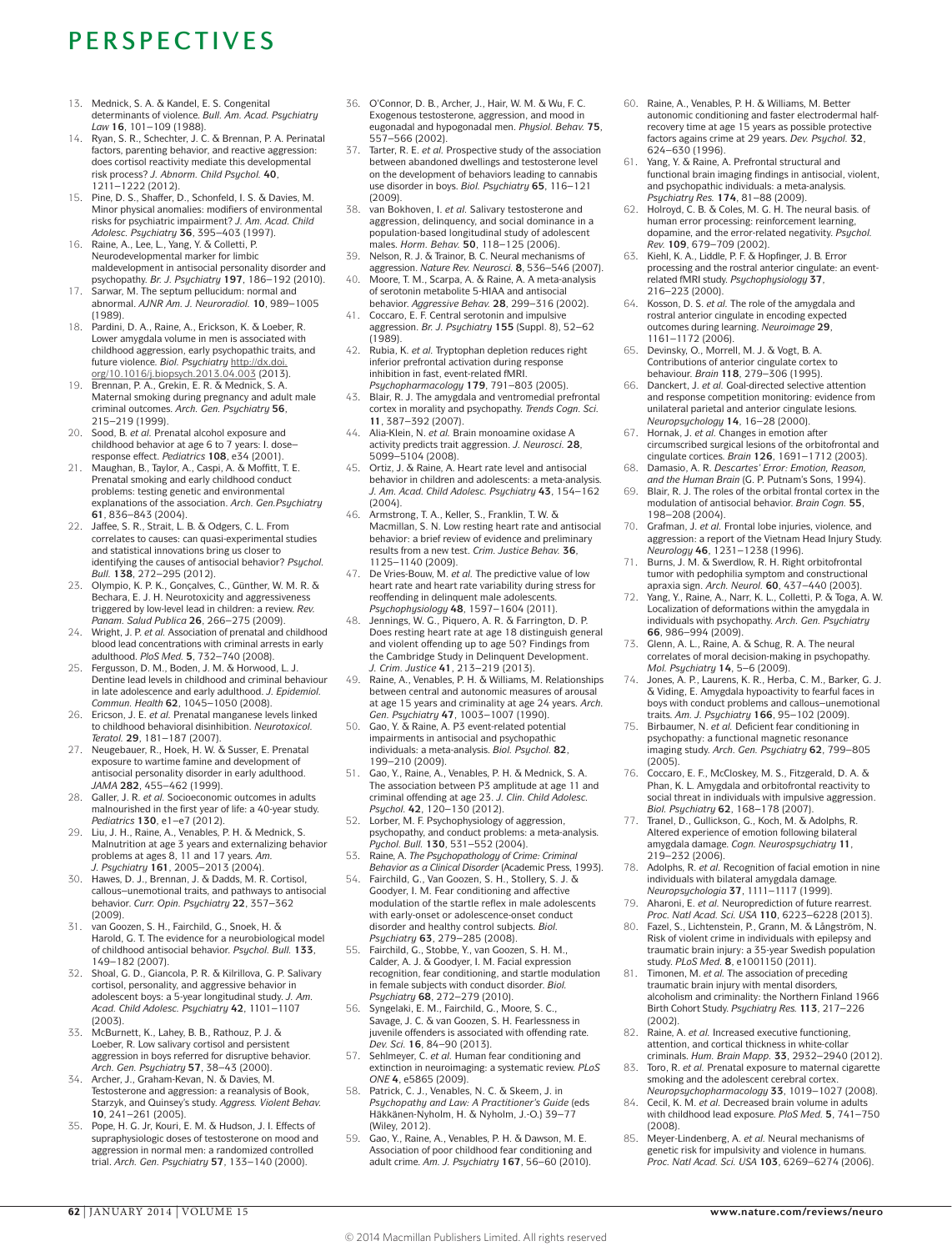13. Mednick, S. A. & Kandel, E. S. Congenital determinants of violence. *Bull. Am. Acad. Psychiatry Law* **16**, 101–109 (1988).
14. Ryan, S. R., Schechter, J. C. & Brennan, P. A. Perinatal factors, parenting behavior, and reactive aggression: does cortisol reactivity mediate this developmental risk process? *J. Abnorm. Child Psychol.* **40**, 1211–1222 (2012).
15. Pine, D. S., Shaffer, D., Schonfeld, I. S. & Davies, M. Minor physical anomalies: modifiers of environmental risks for psychiatric impairment? *J. Am. Acad. Child Adolesc. Psychiatry* **36**, 395–403 (1997).
16. Raine, A., Lee, L., Yang, Y. & Colletti, P. Neurodevelopmental marker for limbic maldevelopment in antisocial personality disorder and psychopathy. *Br. J. Psychiatry* **197**, 186–192 (2010).
17. Sarwar, M. The septum pellucidum: normal and abnormal. *AJNR Am. J. Neuroradiol.* **10**, 989–1005 (1989).
18. Pardini, D. A., Raine, A., Erickson, K. & Loeber, R. Lower amygdala volume in men is associated with childhood aggression, early psychopathic traits, and future violence. *Biol. Psychiatry* http://dx.doi.org/10.1016/j.biopsych.2013.04.003 (2013).
19. Brennan, P. A., Grekin, E. R. & Mednick, S. A. Maternal smoking during pregnancy and adult male criminal outcomes. *Arch. Gen. Psychiatry* **56**, 215–219 (1999).
20. Sood, B. *et al.* Prenatal alcohol exposure and childhood behavior at age 6 to 7 years: I. dose–response effect. *Pediatrics* **108**, e34 (2001).
21. Maughan, B., Taylor, A., Caspi, A. & Moffitt, T. E. Prenatal smoking and early childhood conduct problems: testing genetic and environmental explanations of the association. *Arch. Gen.Psychiatry* **61**, 836–843 (2004).
22. Jaffee, S. R., Strait, L. B. & Odgers, C. L. From correlates to causes: can quasi-experimental studies and statistical innovations bring us closer to identifying the causes of antisocial behavior? *Psychol. Bull.* **138**, 272–295 (2012).
23. Olympio, K. P. K., Gonçalves, C., Günther, W. M. R. & Bechara, E. J. H. Neurotoxicity and aggressiveness triggered by low-level lead in children: a review. *Rev. Panam. Salud Publica* **26**, 266–275 (2009).
24. Wright, J. P. *et al.* Association of prenatal and childhood blood lead concentrations with criminal arrests in early adulthood. *PloS Med.* **5**, 732–740 (2008).
25. Fergusson, D. M., Boden, J. M. & Horwood, L. J. Dentine lead levels in childhood and criminal behaviour in late adolescence and early adulthood. *J. Epidemiol. Commun. Health* **62**, 1045–1050 (2008).
26. Ericson, J. E. *et al.* Prenatal manganese levels linked to childhood behavioral disinhibition. *Neurotoxicol. Teratol.* **29**, 181–187 (2007).
27. Neugebauer, R., Hoek, H. W. & Susser, E. Prenatal exposure to wartime famine and development of antisocial personality disorder in early adulthood. *JAMA* **282**, 455–462 (1999).
28. Galler, J. R. *et al.* Socioeconomic outcomes in adults malnourished in the first year of life: a 40-year study. *Pediatrics* **130**, e1–e7 (2012).
29. Liu, J. H., Raine, A., Venables, P. H. & Mednick, S. Malnutrition at age 3 years and externalizing behavior problems at ages 8, 11 and 17 years. *Am. J. Psychiatry* **161**, 2005–2013 (2004).
30. Hawes, D. J., Brennan, J. & Dadds, M. R. Cortisol, callous–unemotional traits, and pathways to antisocial behavior. *Curr. Opin. Psychiatry* **22**, 357–362 (2009).
31. van Goozen, S. H., Fairchild, G., Snoek, H. & Harold, G. T. The evidence for a neurobiological model of childhood antisocial behavior. *Psychol. Bull.* **133**, 149–182 (2007).
32. Shoal, G. D., Giancola, P. R. & Kilrillova, G. P. Salivary cortisol, personality, and aggressive behavior in adolescent boys: a 5-year longitudinal study. *J. Am. Acad. Child Adolesc. Psychiatry* **42**, 1101–1107 (2003).
33. McBurnett, K., Lahey, B. B., Rathouz, P. J. & Loeber, R. Low salivary cortisol and persistent aggression in boys referred for disruptive behavior. *Arch. Gen. Psychiatry* **57**, 38–43 (2000).
34. Archer, J., Graham-Kevan, N. & Davies, M. Testosterone and aggression: a reanalysis of Book, Starzyk, and Quinsey's study. *Aggress. Violent Behav.* **10**, 241–261 (2005).
35. Pope, H. G. Jr, Kouri, E. M. & Hudson, J. I. Effects of supraphysiologic doses of testosterone on mood and aggression in normal men: a randomized controlled trial. *Arch. Gen. Psychiatry* **57**, 133–140 (2000).
36. O'Connor, D. B., Archer, J., Hair, W. M. & Wu, F. C. Exogenous testosterone, aggression, and mood in eugonadal and hypogonadal men. *Physiol. Behav.* **75**, 557–566 (2002).
37. Tarter, R. E. *et al.* Prospective study of the association between abandoned dwellings and testosterone level on the development of behaviors leading to cannabis use disorder in boys. *Biol. Psychiatry* **65**, 116–121 (2009).
38. van Bokhoven, I. *et al.* Salivary testosterone and aggression, delinquency, and social dominance in a population-based longitudinal study of adolescent males. *Horm. Behav.* **50**, 118–125 (2006).
39. Nelson, R. J. & Trainor, B. C. Neural mechanisms of aggression. *Nature Rev. Neurosci.* **8**, 536–546 (2007).
40. Moore, T. M., Scarpa, A. & Raine, A. A meta-analysis of serotonin metabolite 5-HIAA and antisocial behavior. *Aggressive Behav.* **28**, 299–316 (2002).
41. Coccaro, E. F. Central serotonin and impulsive aggression. *Br. J. Psychiatry* **155** (Suppl. 8), 52–62 (1989).
42. Rubia, K. *et al.* Tryptophan depletion reduces right inferior prefrontal activation during response inhibition in fast, event-related fMRI. *Psychopharmacology* **179**, 791–803 (2005).
43. Blair, R. J. The amygdala and ventromedial prefrontal cortex in morality and psychopathy. *Trends Cogn. Sci.* **11**, 387–392 (2007).
44. Alia-Klein, N. *et al.* Brain monoamine oxidase A activity predicts trait aggression. *J. Neurosci.* **28**, 5099–5104 (2008).
45. Ortiz, J. & Raine, A. Heart rate level and antisocial behavior in children and adolescents: a meta-analysis. *J. Am. Acad. Child Adolesc. Psychiatry* **43**, 154–162 (2004).
46. Armstrong, T. A., Keller, S., Franklin, T. W. & Macmillan, S. N. Low resting heart rate and antisocial behavior: a brief review of evidence and preliminary results from a new test. *Crim. Justice Behav.* **36**, 1125–1140 (2009).
47. De Vries-Bouw, M. *et al.* The predictive value of low heart rate and heart rate variability during stress for reoffending in delinquent male adolescents. *Psychophysiology* **48**, 1597–1604 (2011).
48. Jennings, W. G., Piquero, A. R. & Farrington, D. P. Does resting heart rate at age 18 distinguish general and violent offending up to age 50? Findings from the Cambridge Study in Delinquent Development. *J. Crim. Justice* **41**, 213–219 (2013).
49. Raine, A., Venables, P. H. & Williams, M. Relationships between central and autonomic measures of arousal at age 15 years and criminality at age 24 years. *Arch. Gen. Psychiatry* **47**, 1003–1007 (1990).
50. Gao, Y. & Raine, A. P3 event-related potential impairments in antisocial and psychopathic individuals: a meta-analysis. *Biol. Psychol.* **82**, 199–210 (2009).
51. Gao, Y., Raine, A., Venables, P. H. & Mednick, S. A. The association between P3 amplitude at age 11 and criminal offending at age 23. *J. Clin. Child Adolesc. Psychol.* **42**, 120–130 (2012).
52. Lorber, M. F. Psychophysiology of aggression, psychopathy, and conduct problems: a meta-analysis. *Pychol. Bull.* **130**, 531–552 (2004).
53. Raine, A. *The Psychopathology of Crime: Criminal Behavior as a Clinical Disorder* (Academic Press, 1993).
54. Fairchild, G., Van Goozen, S. H., Stollery, S. J. & Goodyer, I. M. Fear conditioning and affective modulation of the startle reflex in male adolescents with early-onset or adolescence-onset conduct disorder and healthy control subjects. *Biol. Psychiatry* **63**, 279–285 (2008).
55. Fairchild, G., Stobbe, Y., van Goozen, S. H. M., Calder, A. J. & Goodyer, I. M. Facial expression recognition, fear conditioning, and startle modulation in female subjects with conduct disorder. *Biol. Psychiatry* **68**, 272–279 (2010).
56. Syngelaki, E. M., Fairchild, G., Moore, S. C., Savage, J. C. & van Goozen, S. H. Fearlessness in juvenile offenders is associated with offending rate. *Dev. Sci.* **16**, 84–90 (2013).
57. Sehlmeyer, C. *et al.* Human fear conditioning and extinction in neuroimaging: a systematic review. *PLoS ONE* **4**, e5865 (2009).
58. Patrick, C. J., Venables, N. C. & Skeem, J. in *Psychopathy and Law: A Practitioner's Guide* (eds Häkkänen-Nyholm, H. & Nyholm, J.-O.) 39–77 (Wiley, 2012).
59. Gao, Y., Raine, A., Venables, P. H. & Dawson, M. E. Association of poor childhood fear conditioning and adult crime. *Am. J. Psychiatry* **167**, 56–60 (2010).
60. Raine, A., Venables, P. H. & Williams, M. Better autonomic conditioning and faster electrodermal half-recovery time at age 15 years as possible protective factors agains crime at 29 years. *Dev. Psychol.* **32**, 624–630 (1996).
61. Yang, Y. & Raine, A. Prefrontal structural and functional brain imaging findings in antisocial, violent, and psychopathic individuals: a meta-analysis. *Psychiatry Res.* **174**, 81–88 (2009).
62. Holroyd, C. B. & Coles, M. G. H. The neural basis. of human error processing: reinforcement learning, dopamine, and the error-related negativity. *Psychol. Rev.* **109**, 679–709 (2002).
63. Kiehl, K. A., Liddle, P. F. & Hopfinger, J. B. Error processing and the rostral anterior cingulate: an event-related fMRI study. *Psychophysiology* **37**, 216–223 (2000).
64. Kosson, D. S. *et al.* The role of the amygdala and rostral anterior cingulate in encoding expected outcomes during learning. *Neuroimage* **29**, 1161–1172 (2006).
65. Devinsky, O., Morrell, M. J. & Vogt, B. A. Contributions of anterior cingulate cortex to behaviour. *Brain* **118**, 279–306 (1995).
66. Danckert, J. *et al.* Goal-directed selective attention and response competition monitoring: evidence from unilateral parietal and anterior cingulate lesions. *Neuropsychology* **14**, 16–28 (2000).
67. Hornak, J. *et al.* Changes in emotion after circumscribed surgical lesions of the orbitofrontal and cingulate cortices. *Brain* **126**, 1691–1712 (2003).
68. Damasio, A. R. *Descartes' Error: Emotion, Reason, and the Human Brain* (G. P. Putnam's Sons, 1994).
69. Blair, R. J. The roles of the orbital frontal cortex in the modulation of antisocial behavior. *Brain Cogn.* **55**, 198–208 (2004).
70. Grafman, J. *et al.* Frontal lobe injuries, violence, and aggression: a report of the Vietnam Head Injury Study. *Neurology* **46**, 1231–1238 (1996).
71. Burns, J. M. & Swerdlow, R. H. Right orbitofrontal tumor with pedophilia symptom and constructional apraxia sign. *Arch. Neurol.* **60**, 437–440 (2003).
72. Yang, Y., Raine, A., Narr, K. L., Colletti, P. & Toga, A. W. Localization of deformations within the amygdala in individuals with psychopathy. *Arch. Gen. Psychiatry* **66**, 986–994 (2009).
73. Glenn, A. L., Raine, A. & Schug, R. A. The neural correlates of moral decision-making in psychopathy. *Mol. Psychiatry* **14**, 5–6 (2009).
74. Jones, A. P., Laurens, K. R., Herba, C. M., Barker, G. J. & Viding, E. Amygdala hypoactivity to fearful faces in boys with conduct problems and callous–unemotional traits. *Am. J. Psychiatry* **166**, 95–102 (2009).
75. Birbaumer, N. *et al.* Deficient fear conditioning in psychopathy: a functional magnetic resonance imaging study. *Arch. Gen. Psychiatry* **62**, 799–805 (2005).
76. Coccaro, E. F., McCloskey, M. S., Fitzgerald, D. A. & Phan, K. L. Amygdala and orbitofrontal reactivity to social threat in individuals with impulsive aggression. *Biol. Psychiatry* **62**, 168–178 (2007).
77. Tranel, D., Gullickson, G., Koch, M. & Adolphs, R. Altered experience of emotion following bilateral amygdala damage. *Cogn. Neuropsychiatry* **11**, 219–232 (2006).
78. Adolphs, R. *et al.* Recognition of facial emotion in nine individuals with bilateral amygdala damage. *Neuropsychologia* **37**, 1111–1117 (1999).
79. Aharoni, E. *et al.* Neuroprediction of future rearrest. *Proc. Natl Acad. Sci. USA* **110**, 6223–6228 (2013).
80. Fazel, S., Lichtenstein, P., Grann, M. & Långström, N. Risk of violent crime in individuals with epilepsy and traumatic brain injury: a 35-year Swedish population study. *PLoS Med.* **8**, e1001150 (2011).
81. Timonen, M. *et al.* The association of preceding traumatic brain injury with mental disorders, alcoholism and criminality: the Northern Finland 1966 Birth Cohort Study. *Psychiatry Res.* **113**, 217–226 (2002).
82. Raine, A. *et al.* Increased executive functioning, attention, and cortical thickness in white-collar criminals. *Hum. Brain Mapp.* **33**, 2932–2940 (2012).
83. Toro, R. *et al.* Prenatal exposure to maternal cigarette smoking and the adolescent cerebral cortex. *Neuropsychopharmacology* **33**, 1019–1027 (2008).
84. Cecil, K. M. *et al.* Decreased brain volume in adults with childhood lead exposure. *PloS Med.* **5**, 741–750 (2008).
85. Meyer-Lindenberg, A. *et al.* Neural mechanisms of genetic risk for impulsivity and violence in humans. *Proc. Natl Acad. Sci. USA* **103**, 6269–6274 (2006).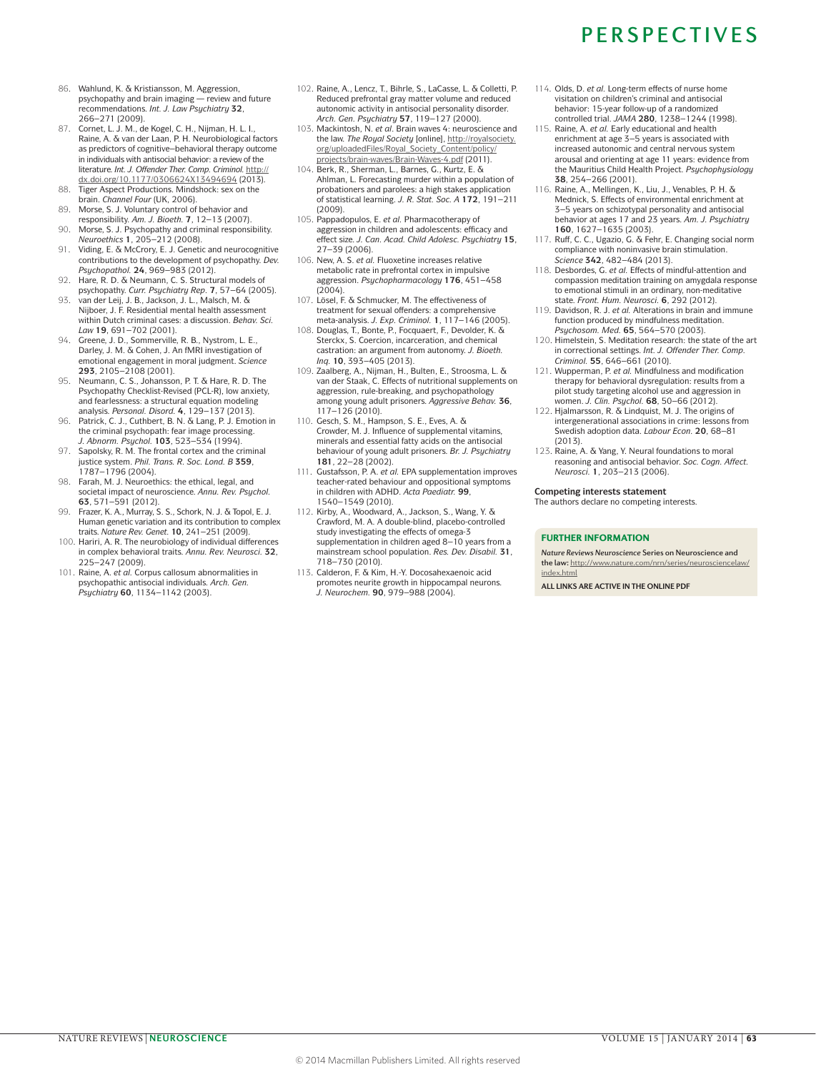86. Wahlund, K. & Kristiansson, M. Aggression, psychopathy and brain imaging — review and future recommendations. *Int. J. Law Psychiatry* **32**, 266–271 (2009).
87. Cornet, L. J. M., de Kogel, C. H., Nijman, H. L. I., Raine, A. & van der Laan, P. H. Neurobiological factors as predictors of cognitive–behavioral therapy outcome in individuals with antisocial behavior: a review of the literature. *Int. J. Offender Ther. Comp. Criminol.* http://dx.doi.org/10.1177/0306624X13494694 (2013).
88. Tiger Aspect Productions. Mindshock: sex on the brain. *Channel Four* (UK, 2006).
89. Morse, S. J. Voluntary control of behavior and responsibility. *Am. J. Bioeth.* **7**, 12–13 (2007).
90. Morse, S. J. Psychopathy and criminal responsibility. *Neuroethics* **1**, 205–212 (2008).
91. Viding, E. & McCrory, E. J. Genetic and neurocognitive contributions to the development of psychopathy. *Dev. Psychopathol.* **24**, 969–983 (2012).
92. Hare, R. D. & Neumann, C. S. Structural models of psychopathy. *Curr. Psychiatry Rep.* **7**, 57–64 (2005).
93. van der Leij, J. B., Jackson, J. L., Malsch, M. & Nijboer, J. F. Residential mental health assessment within Dutch criminal cases: a discussion. *Behav. Sci. Law* **19**, 691–702 (2001).
94. Greene, J. D., Sommerville, R. B., Nystrom, L. E., Darley, J. M. & Cohen, J. An fMRI investigation of emotional engagement in moral judgment. *Science* **293**, 2105–2108 (2001).
95. Neumann, C. S., Johansson, P. T. & Hare, R. D. The Psychopathy Checklist-Revised (PCL-R), low anxiety, and fearlessness: a structural equation modeling analysis. *Personal. Disord.* **4**, 129–137 (2013).
96. Patrick, C. J., Cuthbert, B. N. & Lang, P. J. Emotion in the criminal psychopath: fear image processing. *J. Abnorm. Psychol.* **103**, 523–534 (1994).
97. Sapolsky, R. M. The frontal cortex and the criminal justice system. *Phil. Trans. R. Soc. Lond. B* **359**, 1787–1796 (2004).
98. Farah, M. J. Neuroethics: the ethical, legal, and societal impact of neuroscience. *Annu. Rev. Psychol.* **63**, 571–591 (2012).
99. Frazer, K. A., Murray, S. S., Schork, N. J. & Topol, E. J. Human genetic variation and its contribution to complex traits. *Nature Rev. Genet.* **10**, 241–251 (2009).
100. Hariri, A. R. The neurobiology of individual differences in complex behavioral traits. *Annu. Rev. Neurosci.* **32**, 225–247 (2009).
101. Raine, A. *et al.* Corpus callosum abnormalities in psychopathic antisocial individuals. *Arch. Gen. Psychiatry* **60**, 1134–1142 (2003).
102. Raine, A., Lencz, T., Bihrle, S., LaCasse, L. & Colletti, P. Reduced prefrontal gray matter volume and reduced autonomic activity in antisocial personality disorder. *Arch. Gen. Psychiatry* **57**, 119–127 (2000).
103. Mackintosh, N. *et al.* Brain waves 4: neuroscience and the law. *The Royal Society* [online], http://royalsociety.org/uploadedFiles/Royal_Society_Content/policy/projects/brain-waves/Brain-Waves-4.pdf (2011).
104. Berk, R., Sherman, L., Barnes, G., Kurtz, E. & Ahlman, L. Forecasting murder within a population of probationers and parolees: a high stakes application of statistical learning. *J. R. Stat. Soc. A* **172**, 191–211 (2009).
105. Pappadopulos, E. *et al.* Pharmacotherapy of aggression in children and adolescents: efficacy and effect size. *J. Can. Acad. Child Adolesc. Psychiatry* **15**, 27–39 (2006).
106. New, A. S. *et al.* Fluoxetine increases relative metabolic rate in prefrontal cortex in impulsive aggression. *Psychopharmacology* **176**, 451–458 (2004).
107. Lösel, F. & Schmucker, M. The effectiveness of treatment for sexual offenders: a comprehensive meta-analysis. *J. Exp. Criminol.* **1**, 117–146 (2005).
108. Douglas, T., Bonte, P., Focquaert, F., Devolder, K. & Sterckx, S. Coercion, incarceration, and chemical castration: an argument from autonomy. *J. Bioeth. Inq.* **10**, 393–405 (2013).
109. Zaalberg, A., Nijman, H., Bulten, E., Stroosma, L. & van der Staak, C. Effects of nutritional supplements on aggression, rule-breaking, and psychopathology among young adult prisoners. *Aggressive Behav.* **36**, 117–126 (2010).
110. Gesch, S. M., Hampson, S. E., Eves, A. & Crowder, M. J. Influence of supplemental vitamins, minerals and essential fatty acids on the antisocial behaviour of young adult prisoners. *Br. J. Psychiatry* **181**, 22–28 (2002).
111. Gustafsson, P. A. *et al.* EPA supplementation improves teacher-rated behaviour and oppositional symptoms in children with ADHD. *Acta Paediatr.* **99**, 1540–1549 (2010).
112. Kirby, A., Woodward, A., Jackson, S., Wang, Y. & Crawford, M. A. A double-blind, placebo-controlled study investigating the effects of omega-3 supplementation in children aged 8–10 years from a mainstream school population. *Res. Dev. Disabil.* **31**, 718–730 (2010).
113. Calderon, F. & Kim, H.-Y. Docosahexaenoic acid promotes neurite growth in hippocampal neurons. *J. Neurochem.* **90**, 979–988 (2004).
114. Olds, D. *et al.* Long-term effects of nurse home visitation on children's criminal and antisocial behavior: 15-year follow-up of a randomized controlled trial. *JAMA* **280**, 1238–1244 (1998).
115. Raine, A. *et al.* Early educational and health enrichment at age 3–5 years is associated with increased autonomic and central nervous system arousal and orienting at age 11 years: evidence from the Mauritius Child Health Project. *Psychophysiology* **38**, 254–266 (2001).
116. Raine, A., Mellingen, K., Liu, J., Venables, P. H. & Mednick, S. Effects of environmental enrichment at 3–5 years on schizotypal personality and antisocial behavior at ages 17 and 23 years. *Am. J. Psychiatry* **160**, 1627–1635 (2003).
117. Ruff, C. C., Ugazio, G. & Fehr, E. Changing social norm compliance with noninvasive brain stimulation. *Science* **342**, 482–484 (2013).
118. Desbordes, G. *et al.* Effects of mindful-attention and compassion meditation training on amygdala response to emotional stimuli in an ordinary, non-meditative state. *Front. Hum. Neurosci.* **6**, 292 (2012).
119. Davidson, R. J. *et al.* Alterations in brain and immune function produced by mindfulness meditation. *Psychosom. Med.* **65**, 564–570 (2003).
120. Himelstein, S. Meditation research: the state of the art in correctional settings. *Int. J. Offender Ther. Comp. Criminol.* **55**, 646–661 (2010).
121. Wupperman, P. *et al.* Mindfulness and modification therapy for behavioral dysregulation: results from a pilot study targeting alcohol use and aggression in women. *J. Clin. Psychol.* **68**, 50–66 (2012).
122. Hjalmarsson, R. & Lindquist, M. J. The origins of intergenerational associations in crime: lessons from Swedish adoption data. *Labour Econ.* **20**, 68–81 (2013).
123. Raine, A. & Yang, Y. Neural foundations to moral reasoning and antisocial behavior. *Soc. Cogn. Affect. Neurosci.* **1**, 203–213 (2006).

**Competing interests statement**

The authors declare no competing interests.

**FURTHER INFORMATION**

*Nature Reviews Neuroscience* **Series on Neuroscience and the law:** http://www.nature.com/nrn/series/neurosciencelaw/index.html

**ALL LINKS ARE ACTIVE IN THE ONLINE PDF**